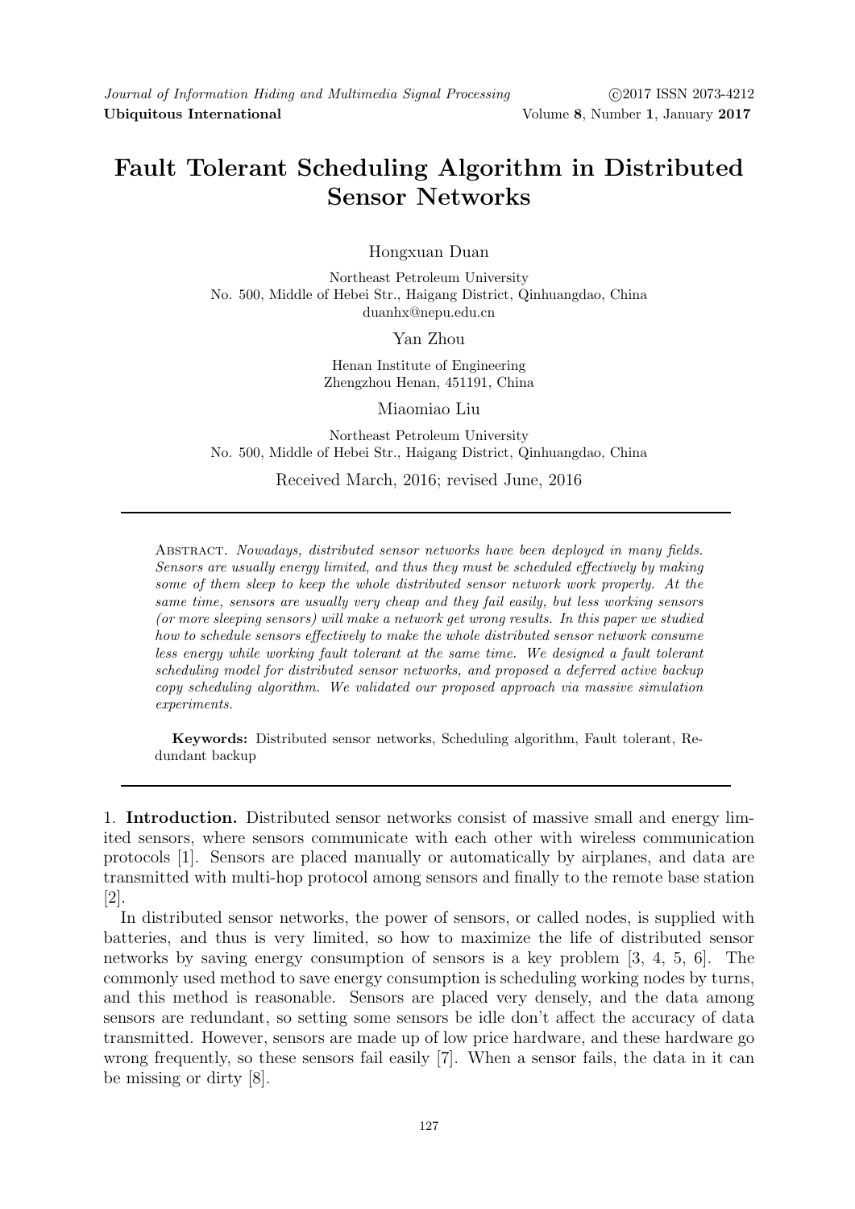# Fault Tolerant Scheduling Algorithm in Distributed Sensor Networks

Hongxuan Duan

Northeast Petroleum University
No. 500, Middle of Hebei Str., Haigang District, Qinhuangdao, China
duanhx@nepu.edu.cn

Yan Zhou

Henan Institute of Engineering
Zhengzhou Henan, 451191, China

Miaomiao Liu

Northeast Petroleum University
No. 500, Middle of Hebei Str., Haigang District, Qinhuangdao, China

Received March, 2016; revised June, 2016

Abstract. *Nowadays, distributed sensor networks have been deployed in many fields. Sensors are usually energy limited, and thus they must be scheduled effectively by making some of them sleep to keep the whole distributed sensor network work properly. At the same time, sensors are usually very cheap and they fail easily, but less working sensors (or more sleeping sensors) will make a network get wrong results. In this paper we studied how to schedule sensors effectively to make the whole distributed sensor network consume less energy while working fault tolerant at the same time. We designed a fault tolerant scheduling model for distributed sensor networks, and proposed a deferred active backup copy scheduling algorithm. We validated our proposed approach via massive simulation experiments.*

**Keywords:** Distributed sensor networks, Scheduling algorithm, Fault tolerant, Redundant backup

## 1. Introduction.

Distributed sensor networks consist of massive small and energy limited sensors, where sensors communicate with each other with wireless communication protocols [1]. Sensors are placed manually or automatically by airplanes, and data are transmitted with multi-hop protocol among sensors and finally to the remote base station [2].

In distributed sensor networks, the power of sensors, or called nodes, is supplied with batteries, and thus is very limited, so how to maximize the life of distributed sensor networks by saving energy consumption of sensors is a key problem [3, 4, 5, 6]. The commonly used method to save energy consumption is scheduling working nodes by turns, and this method is reasonable. Sensors are placed very densely, and the data among sensors are redundant, so setting some sensors be idle don't affect the accuracy of data transmitted. However, sensors are made up of low price hardware, and these hardware go wrong frequently, so these sensors fail easily [7]. When a sensor fails, the data in it can be missing or dirty [8].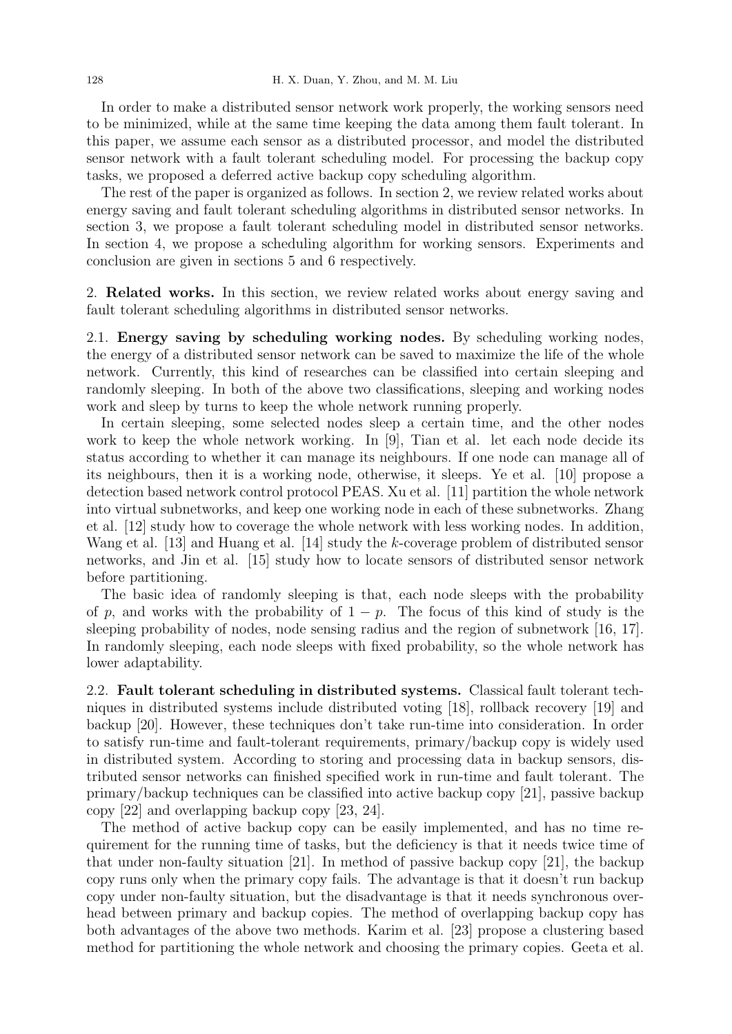In order to make a distributed sensor network work properly, the working sensors need to be minimized, while at the same time keeping the data among them fault tolerant. In this paper, we assume each sensor as a distributed processor, and model the distributed sensor network with a fault tolerant scheduling model. For processing the backup copy tasks, we proposed a deferred active backup copy scheduling algorithm.

The rest of the paper is organized as follows. In section 2, we review related works about energy saving and fault tolerant scheduling algorithms in distributed sensor networks. In section 3, we propose a fault tolerant scheduling model in distributed sensor networks. In section 4, we propose a scheduling algorithm for working sensors. Experiments and conclusion are given in sections 5 and 6 respectively.

## 2. Related works.

In this section, we review related works about energy saving and fault tolerant scheduling algorithms in distributed sensor networks.

### 2.1. Energy saving by scheduling working nodes.

By scheduling working nodes, the energy of a distributed sensor network can be saved to maximize the life of the whole network. Currently, this kind of researches can be classified into certain sleeping and randomly sleeping. In both of the above two classifications, sleeping and working nodes work and sleep by turns to keep the whole network running properly.

In certain sleeping, some selected nodes sleep a certain time, and the other nodes work to keep the whole network working. In [9], Tian et al. let each node decide its status according to whether it can manage its neighbours. If one node can manage all of its neighbours, then it is a working node, otherwise, it sleeps. Ye et al. [10] propose a detection based network control protocol PEAS. Xu et al. [11] partition the whole network into virtual subnetworks, and keep one working node in each of these subnetworks. Zhang et al. [12] study how to coverage the whole network with less working nodes. In addition, Wang et al. [13] and Huang et al. [14] study the $k$-coverage problem of distributed sensor networks, and Jin et al. [15] study how to locate sensors of distributed sensor network before partitioning.

The basic idea of randomly sleeping is that, each node sleeps with the probability of $p$, and works with the probability of $1 - p$. The focus of this kind of study is the sleeping probability of nodes, node sensing radius and the region of subnetwork [16, 17]. In randomly sleeping, each node sleeps with fixed probability, so the whole network has lower adaptability.

### 2.2. Fault tolerant scheduling in distributed systems.

Classical fault tolerant techniques in distributed systems include distributed voting [18], rollback recovery [19] and backup [20]. However, these techniques don't take run-time into consideration. In order to satisfy run-time and fault-tolerant requirements, primary/backup copy is widely used in distributed system. According to storing and processing data in backup sensors, distributed sensor networks can finished specified work in run-time and fault tolerant. The primary/backup techniques can be classified into active backup copy [21], passive backup copy [22] and overlapping backup copy [23, 24].

The method of active backup copy can be easily implemented, and has no time requirement for the running time of tasks, but the deficiency is that it needs twice time of that under non-faulty situation [21]. In method of passive backup copy [21], the backup copy runs only when the primary copy fails. The advantage is that it doesn't run backup copy under non-faulty situation, but the disadvantage is that it needs synchronous overhead between primary and backup copies. The method of overlapping backup copy has both advantages of the above two methods. Karim et al. [23] propose a clustering based method for partitioning the whole network and choosing the primary copies. Geeta et al.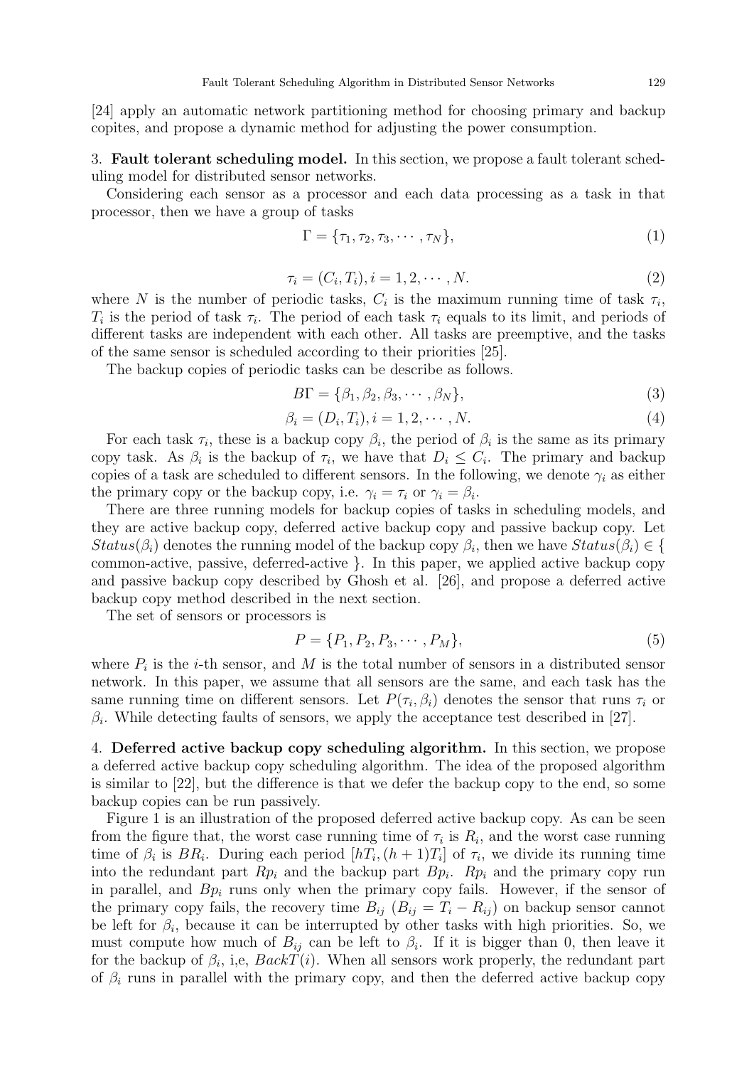[24] apply an automatic network partitioning method for choosing primary and backup copites, and propose a dynamic method for adjusting the power consumption.

**3. Fault tolerant scheduling model.** In this section, we propose a fault tolerant scheduling model for distributed sensor networks.

Considering each sensor as a processor and each data processing as a task in that processor, then we have a group of tasks

$$\Gamma = \{\tau_1, \tau_2, \tau_3, \cdots, \tau_N\}, \tag{1}$$

$$\tau_i = (C_i, T_i), i = 1, 2, \cdots, N. \tag{2}$$

where $N$ is the number of periodic tasks, $C_i$ is the maximum running time of task $\tau_i$, $T_i$ is the period of task $\tau_i$. The period of each task $\tau_i$ equals to its limit, and periods of different tasks are independent with each other. All tasks are preemptive, and the tasks of the same sensor is scheduled according to their priorities [25].

The backup copies of periodic tasks can be describe as follows.

$$B\Gamma = \{\beta_1, \beta_2, \beta_3, \cdots, \beta_N\}, \tag{3}$$

$$\beta_i = (D_i, T_i), i = 1, 2, \cdots, N. \tag{4}$$

For each task $\tau_i$, these is a backup copy $\beta_i$, the period of $\beta_i$ is the same as its primary copy task. As $\beta_i$ is the backup of $\tau_i$, we have that $D_i \leq C_i$. The primary and backup copies of a task are scheduled to different sensors. In the following, we denote $\gamma_i$ as either the primary copy or the backup copy, i.e. $\gamma_i = \tau_i$ or $\gamma_i = \beta_i$.

There are three running models for backup copies of tasks in scheduling models, and they are active backup copy, deferred active backup copy and passive backup copy. Let $Status(\beta_i)$ denotes the running model of the backup copy $\beta_i$, then we have $Status(\beta_i) \in \{$ common-active, passive, deferred-active $\}$. In this paper, we applied active backup copy and passive backup copy described by Ghosh et al. [26], and propose a deferred active backup copy method described in the next section.

The set of sensors or processors is

$$P = \{P_1, P_2, P_3, \cdots, P_M\}, \tag{5}$$

where $P_i$ is the $i$-th sensor, and $M$ is the total number of sensors in a distributed sensor network. In this paper, we assume that all sensors are the same, and each task has the same running time on different sensors. Let $P(\tau_i, \beta_i)$ denotes the sensor that runs $\tau_i$ or $\beta_i$. While detecting faults of sensors, we apply the acceptance test described in [27].

**4. Deferred active backup copy scheduling algorithm.** In this section, we propose a deferred active backup copy scheduling algorithm. The idea of the proposed algorithm is similar to [22], but the difference is that we defer the backup copy to the end, so some backup copies can be run passively.

Figure 1 is an illustration of the proposed deferred active backup copy. As can be seen from the figure that, the worst case running time of $\tau_i$ is $R_i$, and the worst case running time of $\beta_i$ is $BR_i$. During each period $[hT_i, (h+1)T_i]$ of $\tau_i$, we divide its running time into the redundant part $Rp_i$ and the backup part $Bp_i$. $Rp_i$ and the primary copy run in parallel, and $Bp_i$ runs only when the primary copy fails. However, if the sensor of the primary copy fails, the recovery time $B_{ij}$ ($B_{ij} = T_i - R_{ij}$) on backup sensor cannot be left for $\beta_i$, because it can be interrupted by other tasks with high priorities. So, we must compute how much of $B_{ij}$ can be left to $\beta_i$. If it is bigger than 0, then leave it for the backup of $\beta_i$, i,e, $BackT(i)$. When all sensors work properly, the redundant part of $\beta_i$ runs in parallel with the primary copy, and then the deferred active backup copy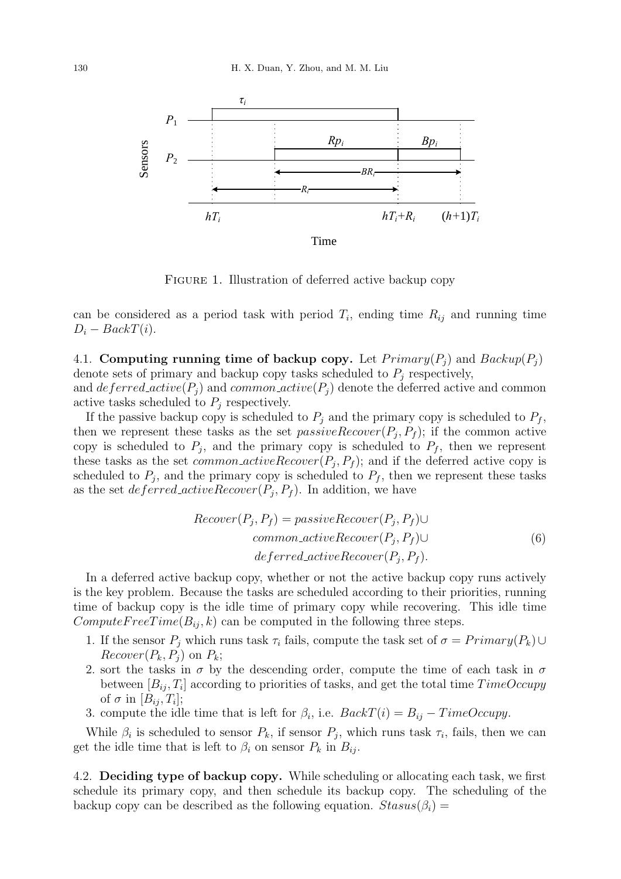FIGURE 1. Illustration of deferred active backup copy

can be considered as a period task with period $T_i$, ending time $R_{ij}$ and running time $D_i - BackT(i)$.

4.1. **Computing running time of backup copy.** Let $Primary(P_j)$ and $Backup(P_j)$ denote sets of primary and backup copy tasks scheduled to $P_j$ respectively, and $deferred\_active(P_j)$ and $common\_active(P_j)$ denote the deferred active and common active tasks scheduled to $P_j$ respectively.

If the passive backup copy is scheduled to $P_j$ and the primary copy is scheduled to $P_f$, then we represent these tasks as the set $passiveRecover(P_j, P_f)$; if the common active copy is scheduled to $P_j$, and the primary copy is scheduled to $P_f$, then we represent these tasks as the set $common\_activeRecover(P_j, P_f)$; and if the deferred active copy is scheduled to $P_j$, and the primary copy is scheduled to $P_f$, then we represent these tasks as the set $deferred\_activeRecover(P_j, P_f)$. In addition, we have

$$\begin{aligned} Recover(P_j, P_f) = passiveRecover(P_j, P_f) \cup \\ common\_activeRecover(P_j, P_f) \cup \\ deferred\_activeRecover(P_j, P_f). \end{aligned} \tag{6}$$

In a deferred active backup copy, whether or not the active backup copy runs actively is the key problem. Because the tasks are scheduled according to their priorities, running time of backup copy is the idle time of primary copy while recovering. This idle time $ComputeFreeTime(B_{ij}, k)$ can be computed in the following three steps.

1. If the sensor $P_j$ which runs task $\tau_i$ fails, compute the task set of $\sigma = Primary(P_k) \cup Recover(P_k, P_j)$ on $P_k$;
2. sort the tasks in $\sigma$ by the descending order, compute the time of each task in $\sigma$ between $[B_{ij}, T_i]$ according to priorities of tasks, and get the total time $TimeOccupy$ of $\sigma$ in $[B_{ij}, T_i]$;
3. compute the idle time that is left for $\beta_i$, i.e. $BackT(i) = B_{ij} - TimeOccupy$.

While $\beta_i$ is scheduled to sensor $P_k$, if sensor $P_j$, which runs task $\tau_i$, fails, then we can get the idle time that is left to $\beta_i$ on sensor $P_k$ in $B_{ij}$.

4.2. **Deciding type of backup copy.** While scheduling or allocating each task, we first schedule its primary copy, and then schedule its backup copy. The scheduling of the backup copy can be described as the following equation. $Stasus(\beta_i) =$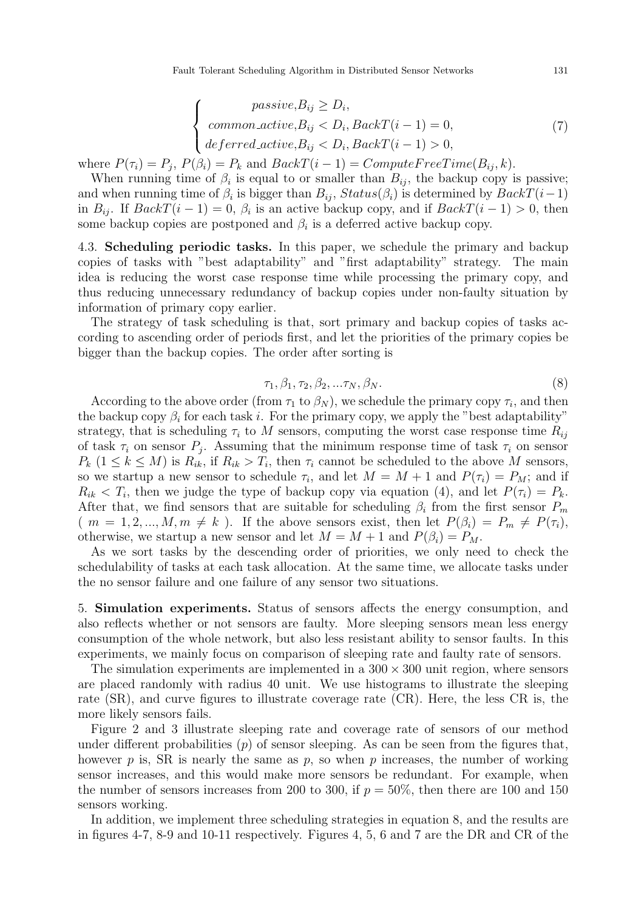$$
\begin{cases} passive, B_{ij} \geq D_i, \\ common\_active, B_{ij} < D_i, BackT(i-1) = 0, \\ deferred\_active, B_{ij} < D_i, BackT(i-1) > 0, \end{cases} \tag{7}
$$

where $P(\tau_i) = P_j$, $P(\beta_i) = P_k$ and $BackT(i-1) = ComputeFreeTime(B_{ij}, k)$.

When running time of $\beta_i$ is equal to or smaller than $B_{ij}$, the backup copy is passive; and when running time of $\beta_i$ is bigger than $B_{ij}$, $Status(\beta_i)$ is determined by $BackT(i-1)$ in $B_{ij}$. If $BackT(i-1) = 0$, $\beta_i$ is an active backup copy, and if $BackT(i-1) > 0$, then some backup copies are postponed and $\beta_i$ is a deferred active backup copy.

4.3. **Scheduling periodic tasks.** In this paper, we schedule the primary and backup copies of tasks with "best adaptability" and "first adaptability" strategy. The main idea is reducing the worst case response time while processing the primary copy, and thus reducing unnecessary redundancy of backup copies under non-faulty situation by information of primary copy earlier.

The strategy of task scheduling is that, sort primary and backup copies of tasks according to ascending order of periods first, and let the priorities of the primary copies be bigger than the backup copies. The order after sorting is

$$
\tau_1, \beta_1, \tau_2, \beta_2, ...\tau_N, \beta_N. \tag{8}
$$

According to the above order (from $\tau_1$ to $\beta_N$), we schedule the primary copy $\tau_i$, and then the backup copy $\beta_i$ for each task $i$. For the primary copy, we apply the "best adaptability" strategy, that is scheduling $\tau_i$ to $M$ sensors, computing the worst case response time $R_{ij}$ of task $\tau_i$ on sensor $P_j$. Assuming that the minimum response time of task $\tau_i$ on sensor $P_k$ ($1 \leq k \leq M$) is $R_{ik}$, if $R_{ik} > T_i$, then $\tau_i$ cannot be scheduled to the above $M$ sensors, so we startup a new sensor to schedule $\tau_i$, and let $M = M + 1$ and $P(\tau_i) = P_M$; and if $R_{ik} < T_i$, then we judge the type of backup copy via equation (4), and let $P(\tau_i) = P_k$. After that, we find sensors that are suitable for scheduling $\beta_i$ from the first sensor $P_m$ ( $m = 1, 2, ..., M, m \neq k$ ). If the above sensors exist, then let $P(\beta_i) = P_m \neq P(\tau_i)$, otherwise, we startup a new sensor and let $M = M + 1$ and $P(\beta_i) = P_M$.

As we sort tasks by the descending order of priorities, we only need to check the schedulability of tasks at each task allocation. At the same time, we allocate tasks under the no sensor failure and one failure of any sensor two situations.

5. **Simulation experiments.** Status of sensors affects the energy consumption, and also reflects whether or not sensors are faulty. More sleeping sensors mean less energy consumption of the whole network, but also less resistant ability to sensor faults. In this experiments, we mainly focus on comparison of sleeping rate and faulty rate of sensors.

The simulation experiments are implemented in a $300 \times 300$ unit region, where sensors are placed randomly with radius 40 unit. We use histograms to illustrate the sleeping rate (SR), and curve figures to illustrate coverage rate (CR). Here, the less CR is, the more likely sensors fails.

Figure 2 and 3 illustrate sleeping rate and coverage rate of sensors of our method under different probabilities ($p$) of sensor sleeping. As can be seen from the figures that, however $p$ is, SR is nearly the same as $p$, so when $p$ increases, the number of working sensor increases, and this would make more sensors be redundant. For example, when the number of sensors increases from 200 to 300, if $p = 50\%$, then there are 100 and 150 sensors working.

In addition, we implement three scheduling strategies in equation 8, and the results are in figures 4-7, 8-9 and 10-11 respectively. Figures 4, 5, 6 and 7 are the DR and CR of the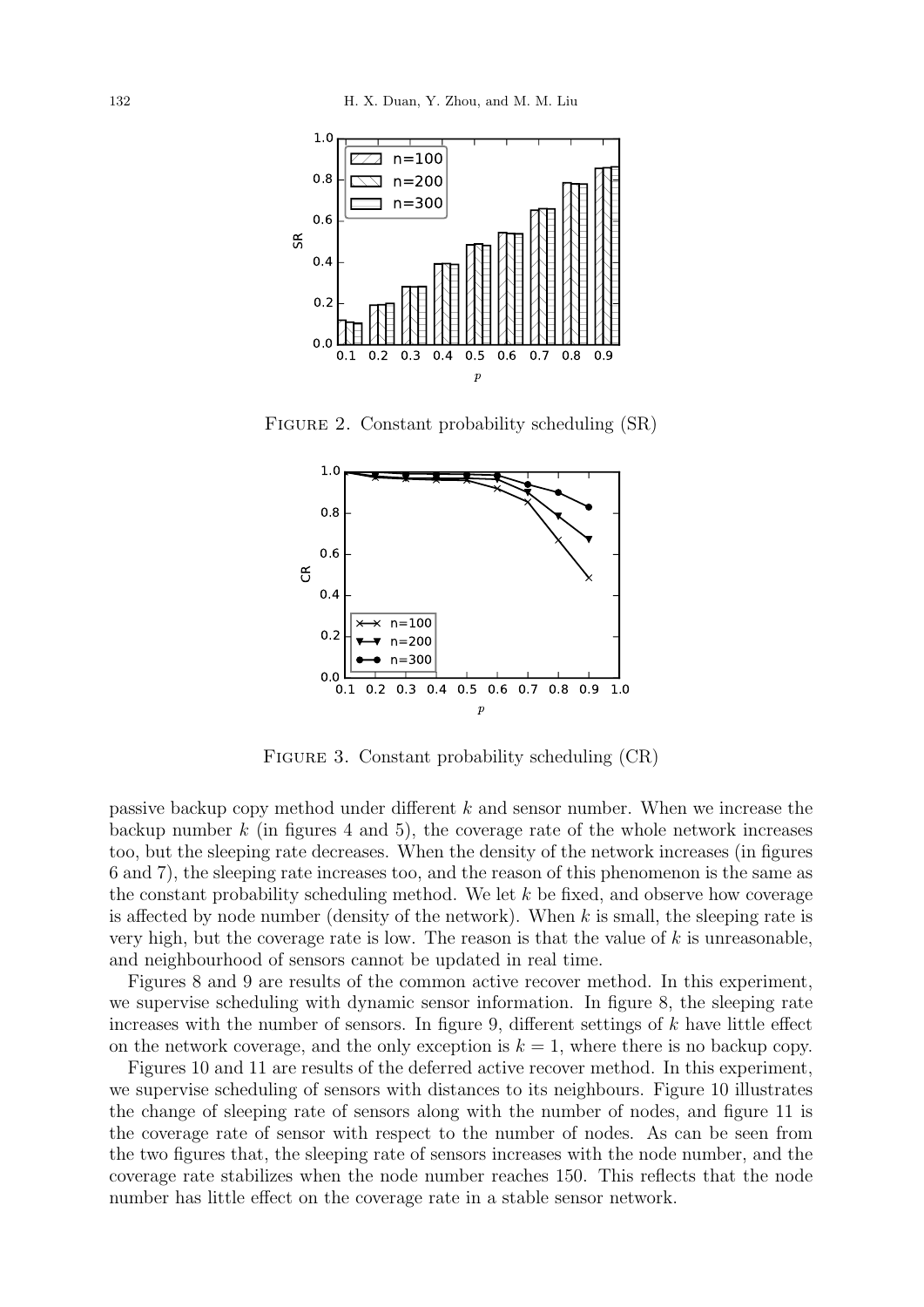FIGURE 2. Constant probability scheduling (SR)

FIGURE 3. Constant probability scheduling (CR)

passive backup copy method under different $k$ and sensor number. When we increase the backup number $k$ (in figures 4 and 5), the coverage rate of the whole network increases too, but the sleeping rate decreases. When the density of the network increases (in figures 6 and 7), the sleeping rate increases too, and the reason of this phenomenon is the same as the constant probability scheduling method. We let $k$ be fixed, and observe how coverage is affected by node number (density of the network). When $k$ is small, the sleeping rate is very high, but the coverage rate is low. The reason is that the value of $k$ is unreasonable, and neighbourhood of sensors cannot be updated in real time.

Figures 8 and 9 are results of the common active recover method. In this experiment, we supervise scheduling with dynamic sensor information. In figure 8, the sleeping rate increases with the number of sensors. In figure 9, different settings of $k$ have little effect on the network coverage, and the only exception is $k = 1$, where there is no backup copy.

Figures 10 and 11 are results of the deferred active recover method. In this experiment, we supervise scheduling of sensors with distances to its neighbours. Figure 10 illustrates the change of sleeping rate of sensors along with the number of nodes, and figure 11 is the coverage rate of sensor with respect to the number of nodes. As can be seen from the two figures that, the sleeping rate of sensors increases with the node number, and the coverage rate stabilizes when the node number reaches 150. This reflects that the node number has little effect on the coverage rate in a stable sensor network.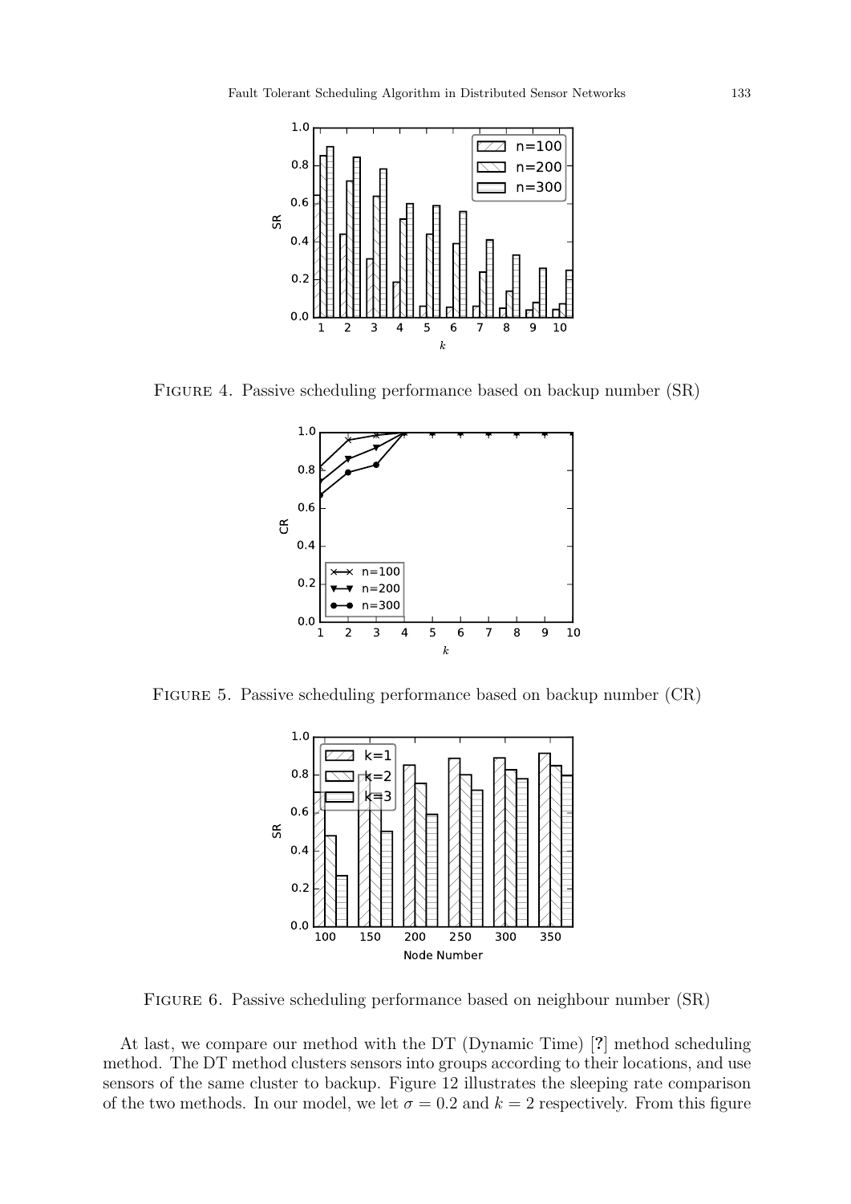Figure 4. Passive scheduling performance based on backup number (SR)

Figure 5. Passive scheduling performance based on backup number (CR)

Figure 6. Passive scheduling performance based on neighbour number (SR)

At last, we compare our method with the DT (Dynamic Time) [?] method scheduling method. The DT method clusters sensors into groups according to their locations, and use sensors of the same cluster to backup. Figure 12 illustrates the sleeping rate comparison of the two methods. In our model, we let $\sigma = 0.2$ and $k = 2$ respectively. From this figure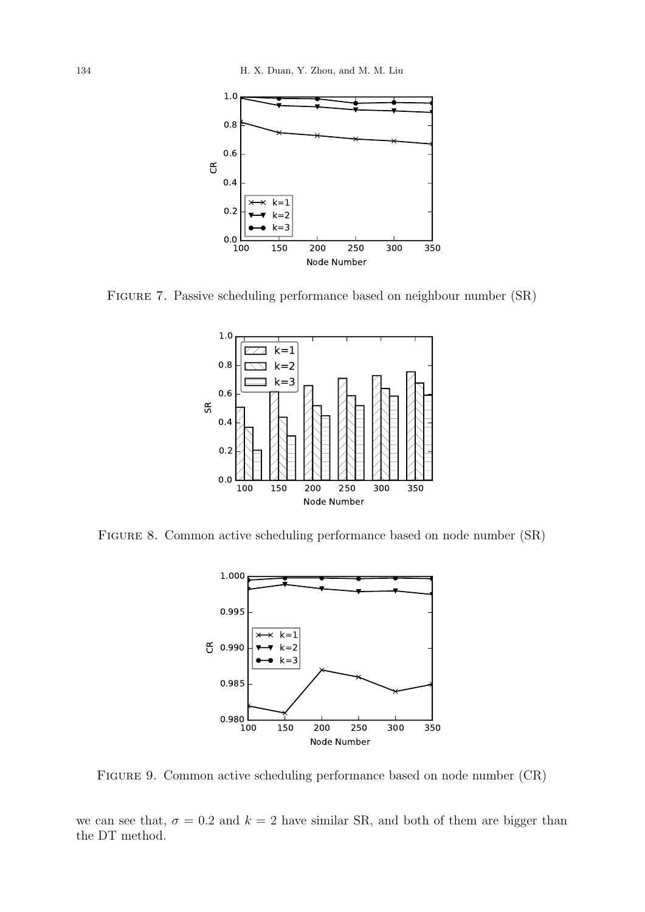FIGURE 7. Passive scheduling performance based on neighbour number (SR)

FIGURE 8. Common active scheduling performance based on node number (SR)

FIGURE 9. Common active scheduling performance based on node number (CR)

we can see that, $\sigma = 0.2$ and $k = 2$ have similar SR, and both of them are bigger than the DT method.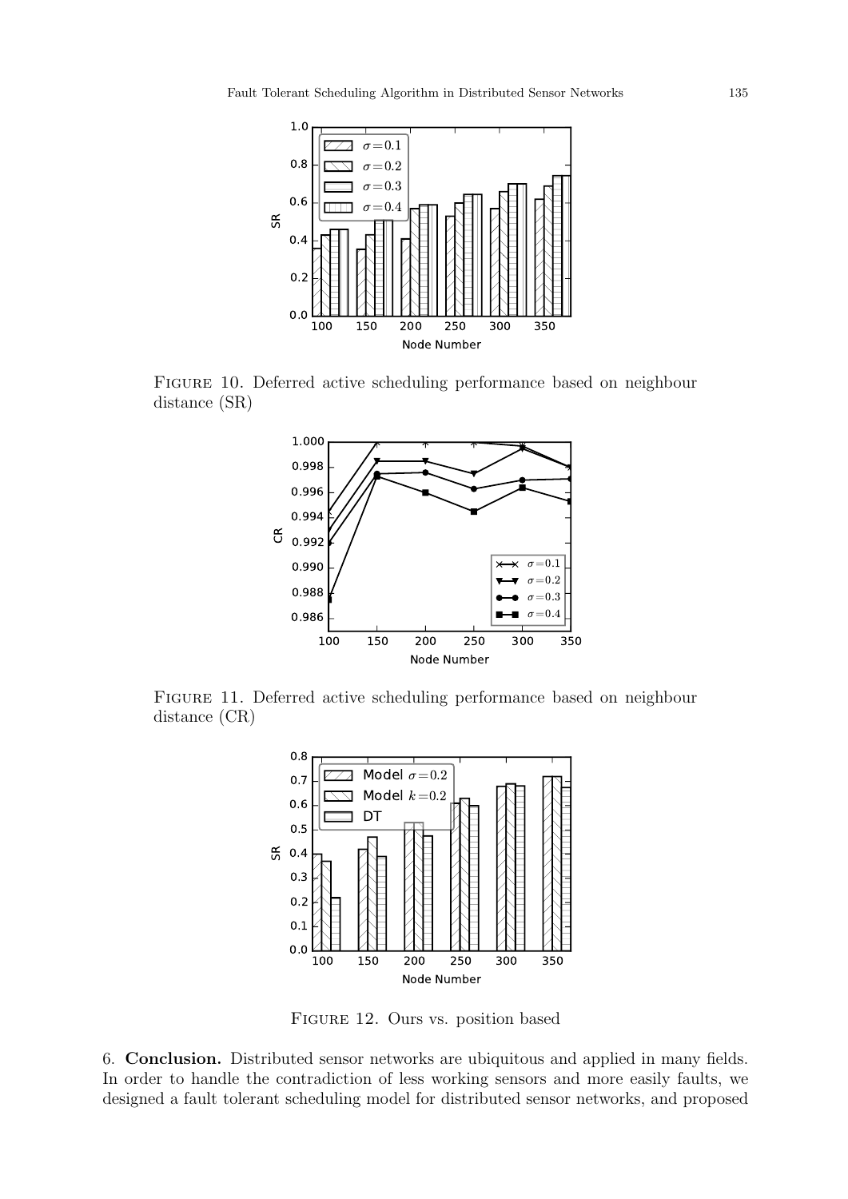Figure 10. Deferred active scheduling performance based on neighbour distance (SR)

Figure 11. Deferred active scheduling performance based on neighbour distance (CR)

Figure 12. Ours vs. position based

6. **Conclusion.** Distributed sensor networks are ubiquitous and applied in many fields. In order to handle the contradiction of less working sensors and more easily faults, we designed a fault tolerant scheduling model for distributed sensor networks, and proposed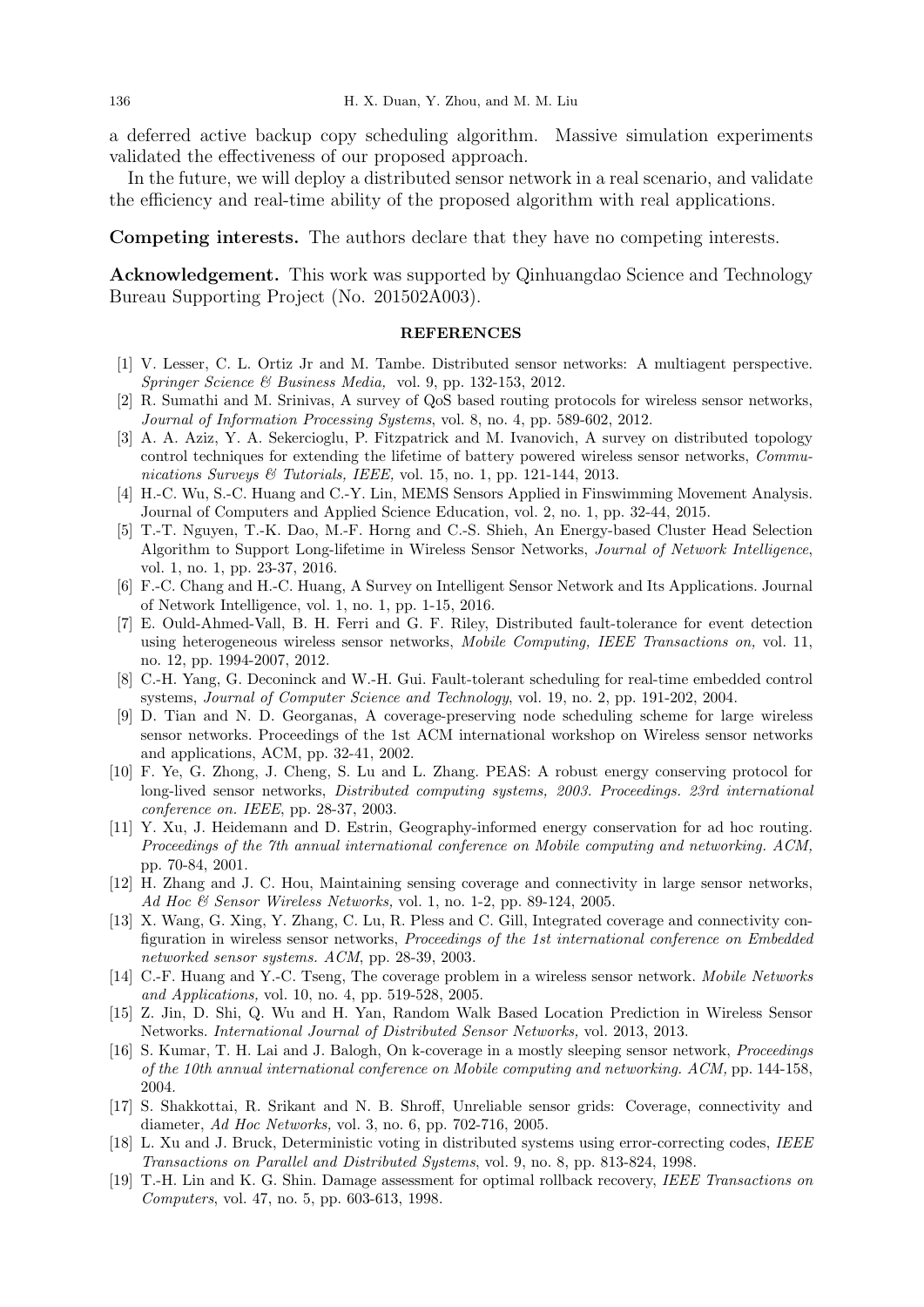a deferred active backup copy scheduling algorithm. Massive simulation experiments validated the effectiveness of our proposed approach.

In the future, we will deploy a distributed sensor network in a real scenario, and validate the efficiency and real-time ability of the proposed algorithm with real applications.

**Competing interests.** The authors declare that they have no competing interests.

**Acknowledgement.** This work was supported by Qinhuangdao Science and Technology Bureau Supporting Project (No. 201502A003).

## REFERENCES

[1] V. Lesser, C. L. Ortiz Jr and M. Tambe. Distributed sensor networks: A multiagent perspective. *Springer Science & Business Media,* vol. 9, pp. 132-153, 2012.

[2] R. Sumathi and M. Srinivas, A survey of QoS based routing protocols for wireless sensor networks, *Journal of Information Processing Systems*, vol. 8, no. 4, pp. 589-602, 2012.

[3] A. A. Aziz, Y. A. Sekercioglu, P. Fitzpatrick and M. Ivanovich, A survey on distributed topology control techniques for extending the lifetime of battery powered wireless sensor networks, *Communications Surveys & Tutorials, IEEE,* vol. 15, no. 1, pp. 121-144, 2013.

[4] H.-C. Wu, S.-C. Huang and C.-Y. Lin, MEMS Sensors Applied in Finswimming Movement Analysis. Journal of Computers and Applied Science Education, vol. 2, no. 1, pp. 32-44, 2015.

[5] T.-T. Nguyen, T.-K. Dao, M.-F. Horng and C.-S. Shieh, An Energy-based Cluster Head Selection Algorithm to Support Long-lifetime in Wireless Sensor Networks, *Journal of Network Intelligence*, vol. 1, no. 1, pp. 23-37, 2016.

[6] F.-C. Chang and H.-C. Huang, A Survey on Intelligent Sensor Network and Its Applications. Journal of Network Intelligence, vol. 1, no. 1, pp. 1-15, 2016.

[7] E. Ould-Ahmed-Vall, B. H. Ferri and G. F. Riley, Distributed fault-tolerance for event detection using heterogeneous wireless sensor networks, *Mobile Computing, IEEE Transactions on,* vol. 11, no. 12, pp. 1994-2007, 2012.

[8] C.-H. Yang, G. Deconinck and W.-H. Gui. Fault-tolerant scheduling for real-time embedded control systems, *Journal of Computer Science and Technology*, vol. 19, no. 2, pp. 191-202, 2004.

[9] D. Tian and N. D. Georganas, A coverage-preserving node scheduling scheme for large wireless sensor networks. Proceedings of the 1st ACM international workshop on Wireless sensor networks and applications, ACM, pp. 32-41, 2002.

[10] F. Ye, G. Zhong, J. Cheng, S. Lu and L. Zhang. PEAS: A robust energy conserving protocol for long-lived sensor networks, *Distributed computing systems, 2003. Proceedings. 23rd international conference on. IEEE*, pp. 28-37, 2003.

[11] Y. Xu, J. Heidemann and D. Estrin, Geography-informed energy conservation for ad hoc routing. *Proceedings of the 7th annual international conference on Mobile computing and networking. ACM,* pp. 70-84, 2001.

[12] H. Zhang and J. C. Hou, Maintaining sensing coverage and connectivity in large sensor networks, *Ad Hoc & Sensor Wireless Networks,* vol. 1, no. 1-2, pp. 89-124, 2005.

[13] X. Wang, G. Xing, Y. Zhang, C. Lu, R. Pless and C. Gill, Integrated coverage and connectivity configuration in wireless sensor networks, *Proceedings of the 1st international conference on Embedded networked sensor systems. ACM*, pp. 28-39, 2003.

[14] C.-F. Huang and Y.-C. Tseng, The coverage problem in a wireless sensor network. *Mobile Networks and Applications,* vol. 10, no. 4, pp. 519-528, 2005.

[15] Z. Jin, D. Shi, Q. Wu and H. Yan, Random Walk Based Location Prediction in Wireless Sensor Networks. *International Journal of Distributed Sensor Networks,* vol. 2013, 2013.

[16] S. Kumar, T. H. Lai and J. Balogh, On k-coverage in a mostly sleeping sensor network, *Proceedings of the 10th annual international conference on Mobile computing and networking. ACM,* pp. 144-158, 2004.

[17] S. Shakkottai, R. Srikant and N. B. Shroff, Unreliable sensor grids: Coverage, connectivity and diameter, *Ad Hoc Networks,* vol. 3, no. 6, pp. 702-716, 2005.

[18] L. Xu and J. Bruck, Deterministic voting in distributed systems using error-correcting codes, *IEEE Transactions on Parallel and Distributed Systems*, vol. 9, no. 8, pp. 813-824, 1998.

[19] T.-H. Lin and K. G. Shin. Damage assessment for optimal rollback recovery, *IEEE Transactions on Computers*, vol. 47, no. 5, pp. 603-613, 1998.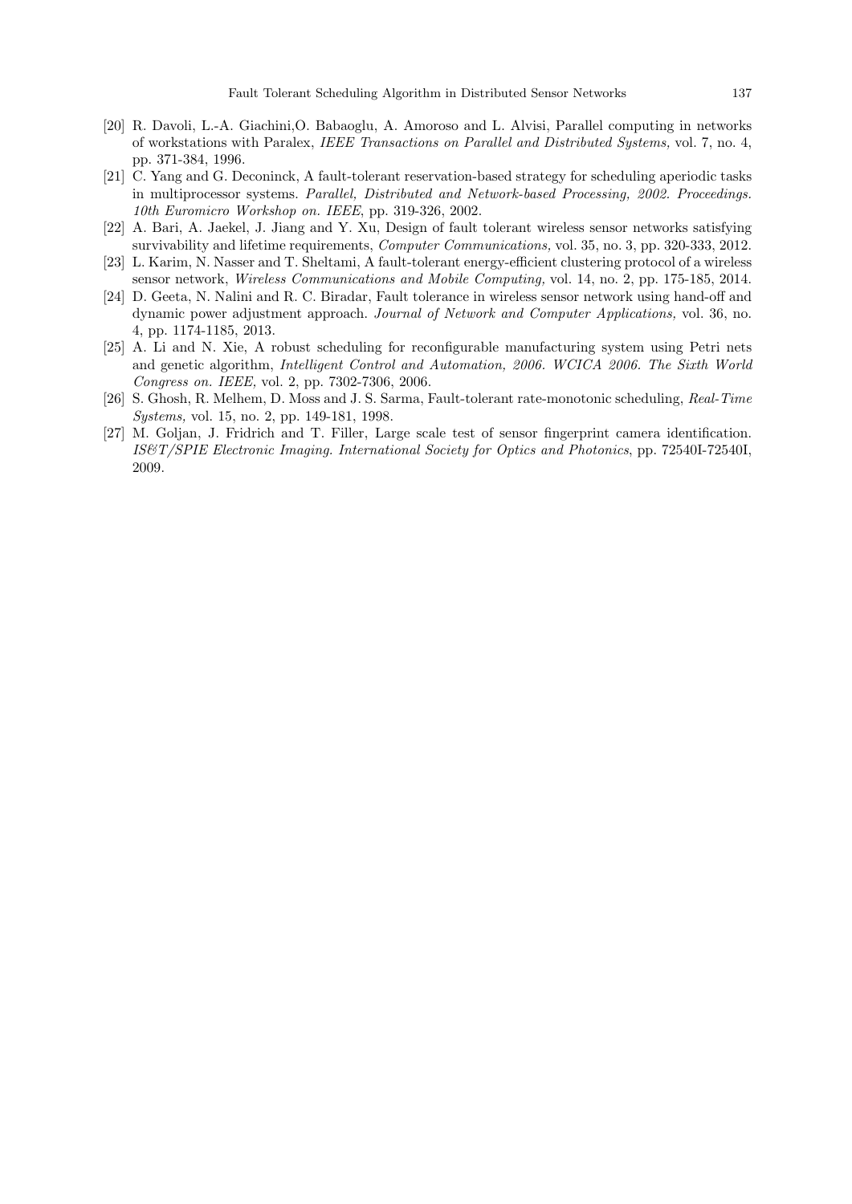[20] R. Davoli, L.-A. Giachini,O. Babaoglu, A. Amoroso and L. Alvisi, Parallel computing in networks of workstations with Paralex, *IEEE Transactions on Parallel and Distributed Systems,* vol. 7, no. 4, pp. 371-384, 1996.

[21] C. Yang and G. Deconinck, A fault-tolerant reservation-based strategy for scheduling aperiodic tasks in multiprocessor systems. *Parallel, Distributed and Network-based Processing, 2002. Proceedings. 10th Euromicro Workshop on. IEEE*, pp. 319-326, 2002.

[22] A. Bari, A. Jaekel, J. Jiang and Y. Xu, Design of fault tolerant wireless sensor networks satisfying survivability and lifetime requirements, *Computer Communications,* vol. 35, no. 3, pp. 320-333, 2012.

[23] L. Karim, N. Nasser and T. Sheltami, A fault-tolerant energy-efficient clustering protocol of a wireless sensor network, *Wireless Communications and Mobile Computing,* vol. 14, no. 2, pp. 175-185, 2014.

[24] D. Geeta, N. Nalini and R. C. Biradar, Fault tolerance in wireless sensor network using hand-off and dynamic power adjustment approach. *Journal of Network and Computer Applications,* vol. 36, no. 4, pp. 1174-1185, 2013.

[25] A. Li and N. Xie, A robust scheduling for reconfigurable manufacturing system using Petri nets and genetic algorithm, *Intelligent Control and Automation, 2006. WCICA 2006. The Sixth World Congress on. IEEE,* vol. 2, pp. 7302-7306, 2006.

[26] S. Ghosh, R. Melhem, D. Moss and J. S. Sarma, Fault-tolerant rate-monotonic scheduling, *Real-Time Systems,* vol. 15, no. 2, pp. 149-181, 1998.

[27] M. Goljan, J. Fridrich and T. Filler, Large scale test of sensor fingerprint camera identification. *IS&T/SPIE Electronic Imaging. International Society for Optics and Photonics*, pp. 72540I-72540I, 2009.